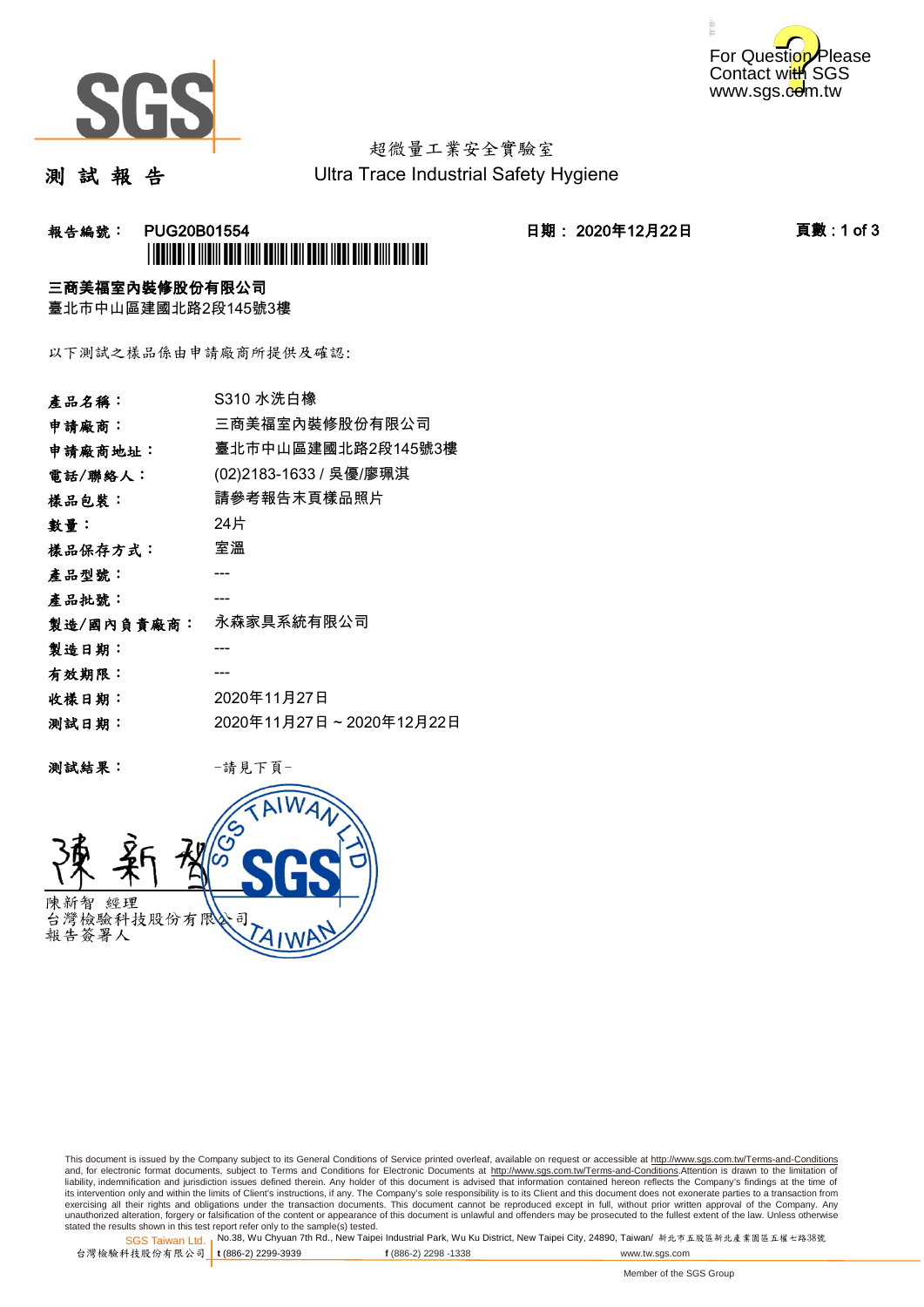SGS

For Question Please Contact with SGS www.sgs.com.tw

超微量工業安全實驗室
Ultra Trace Industrial Safety Hygiene

# 測 試 報 告

**報告編號：** **PUG20B01554** **日期： 2020年12月22日**

**三商美福室內裝修股份有限公司**
臺北市中山區建國北路2段145號3樓

以下測試之樣品係由申請廠商所提供及確認:

| | |
|---|---|
| **產品名稱：** | S310 水洗白橡 |
| **申請廠商：** | 三商美福室內裝修股份有限公司 |
| **申請廠商地址：** | 臺北市中山區建國北路2段145號3樓 |
| **電話/聯絡人：** | (02)2183-1633 / 吳優/廖珮淇 |
| **樣品包裝：** | 請參考報告末頁樣品照片 |
| **數量：** | 24片 |
| **樣品保存方式：** | 室溫 |
| **產品型號：** | --- |
| **產品批號：** | --- |
| **製造/國內負責廠商：** | 永森家具系統有限公司 |
| **製造日期：** | --- |
| **有效期限：** | --- |
| **收樣日期：** | 2020年11月27日 |
| **測試日期：** | 2020年11月27日 ~ 2020年12月22日 |

**測試結果：** -請見下頁-

陳新智 經理
台灣檢驗科技股份有限公司
報告簽署人

This document is issued by the Company subject to its General Conditions of Service printed overleaf, available on request or accessible at http://www.sgs.com.tw/Terms-and-Conditions and, for electronic format documents, subject to Terms and Conditions for Electronic Documents at http://www.sgs.com.tw/Terms-and-Conditions.Attention is drawn to the limitation of liability, indemnification and jurisdiction issues defined therein. Any holder of this document is advised that information contained hereon reflects the Company's findings at the time of its intervention only and within the limits of Client's instructions, if any. The Company's sole responsibility is to its Client and this document does not exonerate parties to a transaction from exercising all their rights and obligations under the transaction documents. This document cannot be reproduced except in full, without prior written approval of the Company. Any unauthorized alteration, forgery or falsification of the content or appearance of this document is unlawful and offenders may be prosecuted to the fullest extent of the law. Unless otherwise stated the results shown in this test report refer only to the sample(s) tested.

SGS Taiwan Ltd. 台灣檢驗科技股份有限公司 | No.38, Wu Chyuan 7th Rd., New Taipei Industrial Park, Wu Ku District, New Taipei City, 24890, Taiwan/ 新北市五股區新北產業園區五權七路38號 | t (886-2) 2299-3939 f (886-2) 2298 -1338 www.tw.sgs.com

Member of the SGS Group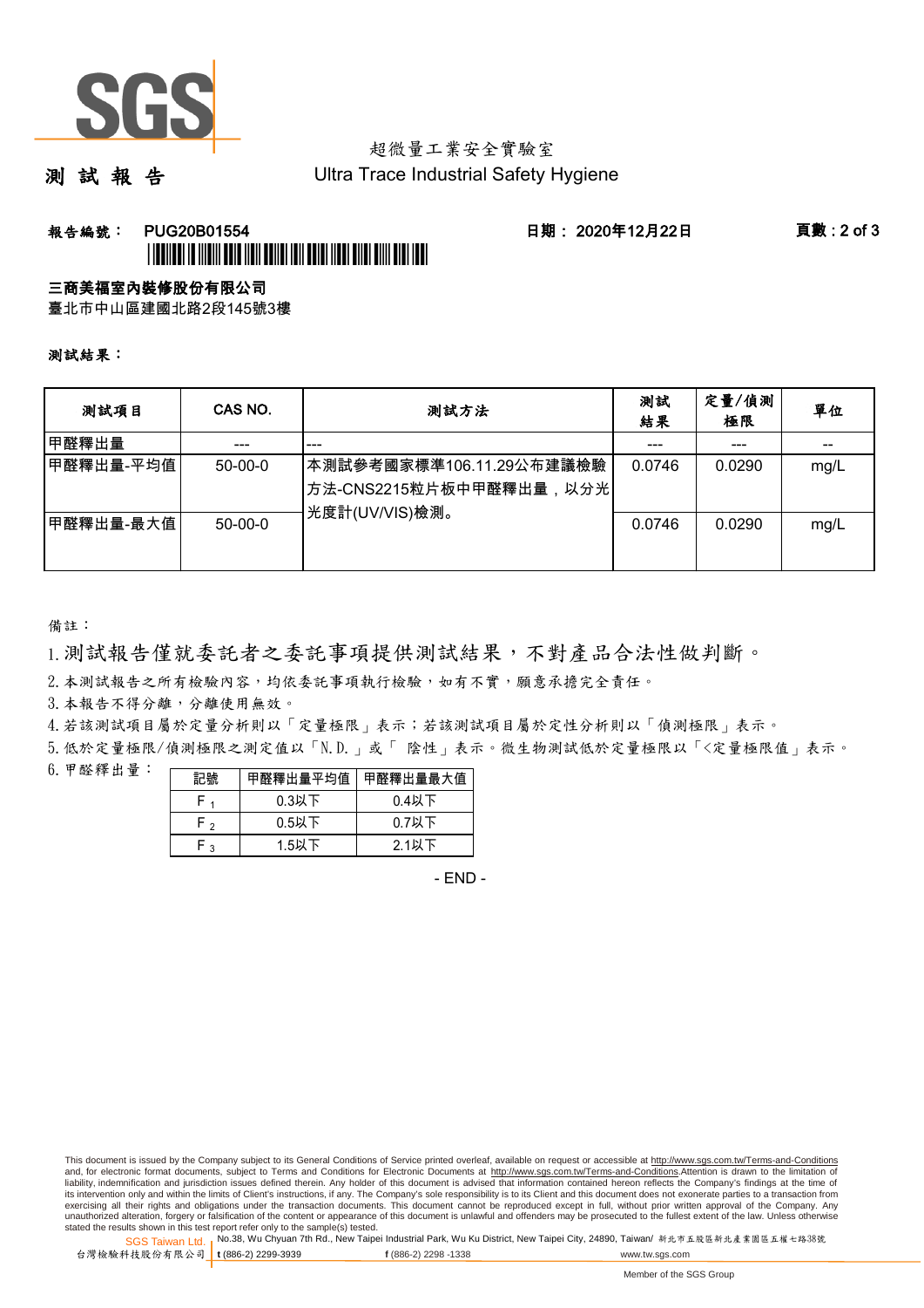超微量工業安全實驗室

測 試 報 告　　Ultra Trace Industrial Safety Hygiene

**報告編號： PUG20B01554**　　**日期： 2020年12月22日**

**三商美福室內裝修股份有限公司**

臺北市中山區建國北路2段145號3樓

**測試結果：**

| 測試項目 | CAS NO. | 測試方法 | 測試結果 | 定量/偵測極限 | 單位 |
|---|---|---|---|---|---|
| 甲醛釋出量 | --- | --- | --- | --- | -- |
| 甲醛釋出量-平均值 | 50-00-0 | 本測試參考國家標準106.11.29公布建議檢驗方法-CNS2215粒片板中甲醛釋出量，以分光光度計(UV/VIS)檢測。 | 0.0746 | 0.0290 | mg/L |
| 甲醛釋出量-最大值 | 50-00-0 | | 0.0746 | 0.0290 | mg/L |

備註：

1. 測試報告僅就委託者之委託事項提供測試結果，不對產品合法性做判斷。
2. 本測試報告之所有檢驗內容，均依委託事項執行檢驗，如有不實，願意承擔完全責任。
3. 本報告不得分離，分離使用無效。
4. 若該測試項目屬於定量分析則以「定量極限」表示；若該測試項目屬於定性分析則以「偵測極限」表示。
5. 低於定量極限/偵測極限之測定值以「N.D.」或「 陰性」表示。微生物測試低於定量極限以「<定量極限值」表示。
6. 甲醛釋出量：

| 記號 | 甲醛釋出量平均值 | 甲醛釋出量最大值 |
|---|---|---|
| $F_1$ | 0.3以下 | 0.4以下 |
| $F_2$ | 0.5以下 | 0.7以下 |
| $F_3$ | 1.5以下 | 2.1以下 |

- END -

This document is issued by the Company subject to its General Conditions of Service printed overleaf, available on request or accessible at http://www.sgs.com.tw/Terms-and-Conditions and, for electronic format documents, subject to Terms and Conditions for Electronic Documents at http://www.sgs.com.tw/Terms-and-Conditions.Attention is drawn to the limitation of liability, indemnification and jurisdiction issues defined therein. Any holder of this document is advised that information contained hereon reflects the Company's findings at the time of its intervention only and within the limits of Client's instructions, if any. The Company's sole responsibility is to its Client and this document does not exonerate parties to a transaction from exercising all their rights and obligations under the transaction documents. This document cannot be reproduced except in full, without prior written approval of the Company. Any unauthorized alteration, forgery or falsification of the content or appearance of this document is unlawful and offenders may be prosecuted to the fullest extent of the law. Unless otherwise stated the results shown in this test report refer only to the sample(s) tested.

SGS Taiwan Ltd. 台灣檢驗科技股份有限公司 | No.38, Wu Chyuan 7th Rd., New Taipei Industrial Park, Wu Ku District, New Taipei City, 24890, Taiwan/ 新北市五股區新北產業園區五權七路38號 | t (886-2) 2299-3939 | f (886-2) 2298 -1338 | www.tw.sgs.com

Member of the SGS Group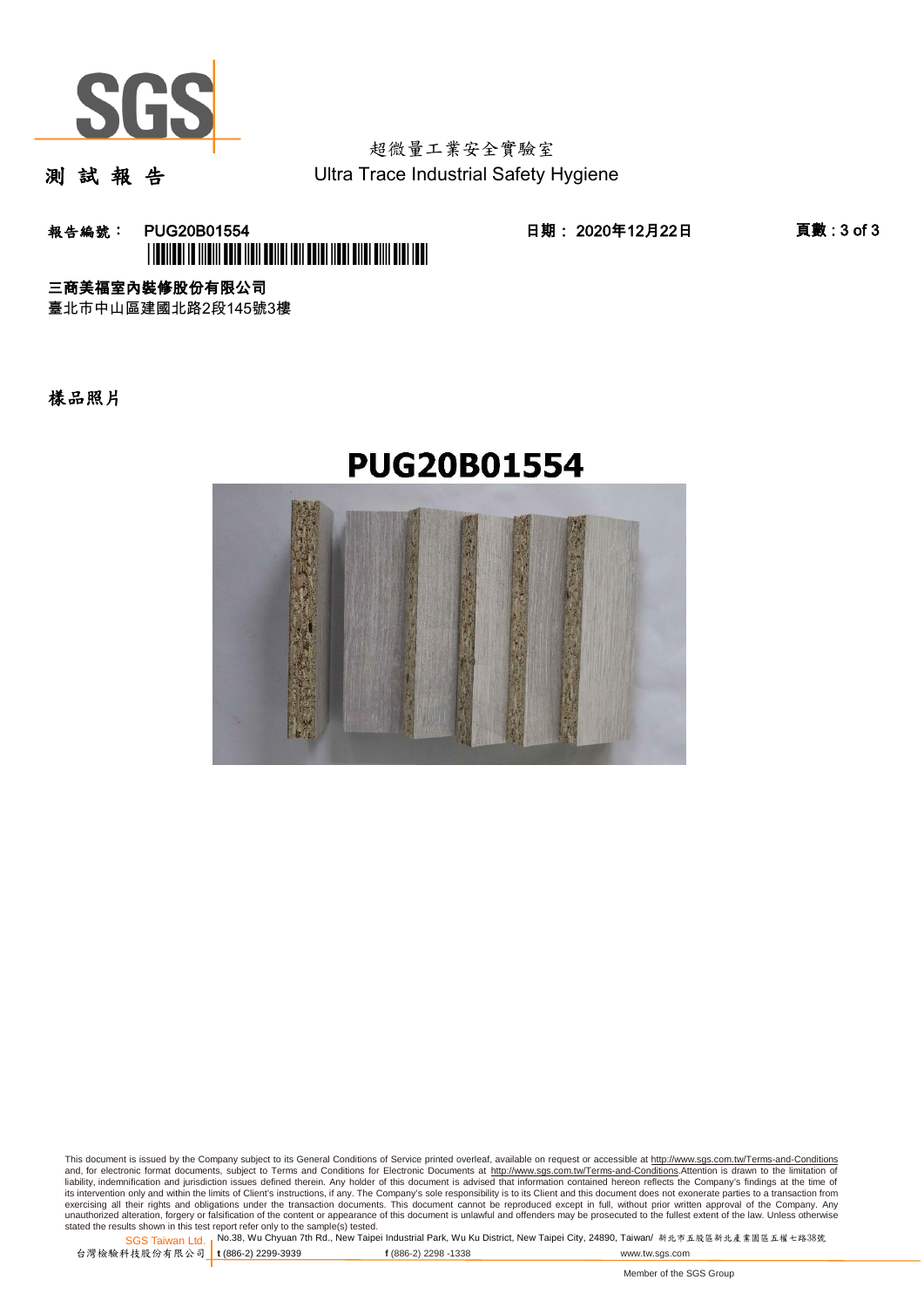# 測 試 報 告

超微量工業安全實驗室
Ultra Trace Industrial Safety Hygiene

報告編號： PUG20B01554　　日期： 2020年12月22日

**三商美福室內裝修股份有限公司**
臺北市中山區建國北路2段145號3樓

## 樣品照片

**PUG20B01554**

This document is issued by the Company subject to its General Conditions of Service printed overleaf, available on request or accessible at http://www.sgs.com.tw/Terms-and-Conditions and, for electronic format documents, subject to Terms and Conditions for Electronic Documents at http://www.sgs.com.tw/Terms-and-Conditions.Attention is drawn to the limitation of liability, indemnification and jurisdiction issues defined therein. Any holder of this document is advised that information contained hereon reflects the Company's findings at the time of its intervention only and within the limits of Client's instructions, if any. The Company's sole responsibility is to its Client and this document does not exonerate parties to a transaction from exercising all their rights and obligations under the transaction documents. This document cannot be reproduced except in full, without prior written approval of the Company. Any unauthorized alteration, forgery or falsification of the content or appearance of this document is unlawful and offenders may be prosecuted to the fullest extent of the law. Unless otherwise stated the results shown in this test report refer only to the sample(s) tested.

SGS Taiwan Ltd. 台灣檢驗科技股份有限公司 | No.38, Wu Chyuan 7th Rd., New Taipei Industrial Park, Wu Ku District, New Taipei City, 24890, Taiwan/ 新北市五股區新北產業園區五權七路38號 | t (886-2) 2299-3939 | f (886-2) 2298 -1338 | www.tw.sgs.com

Member of the SGS Group